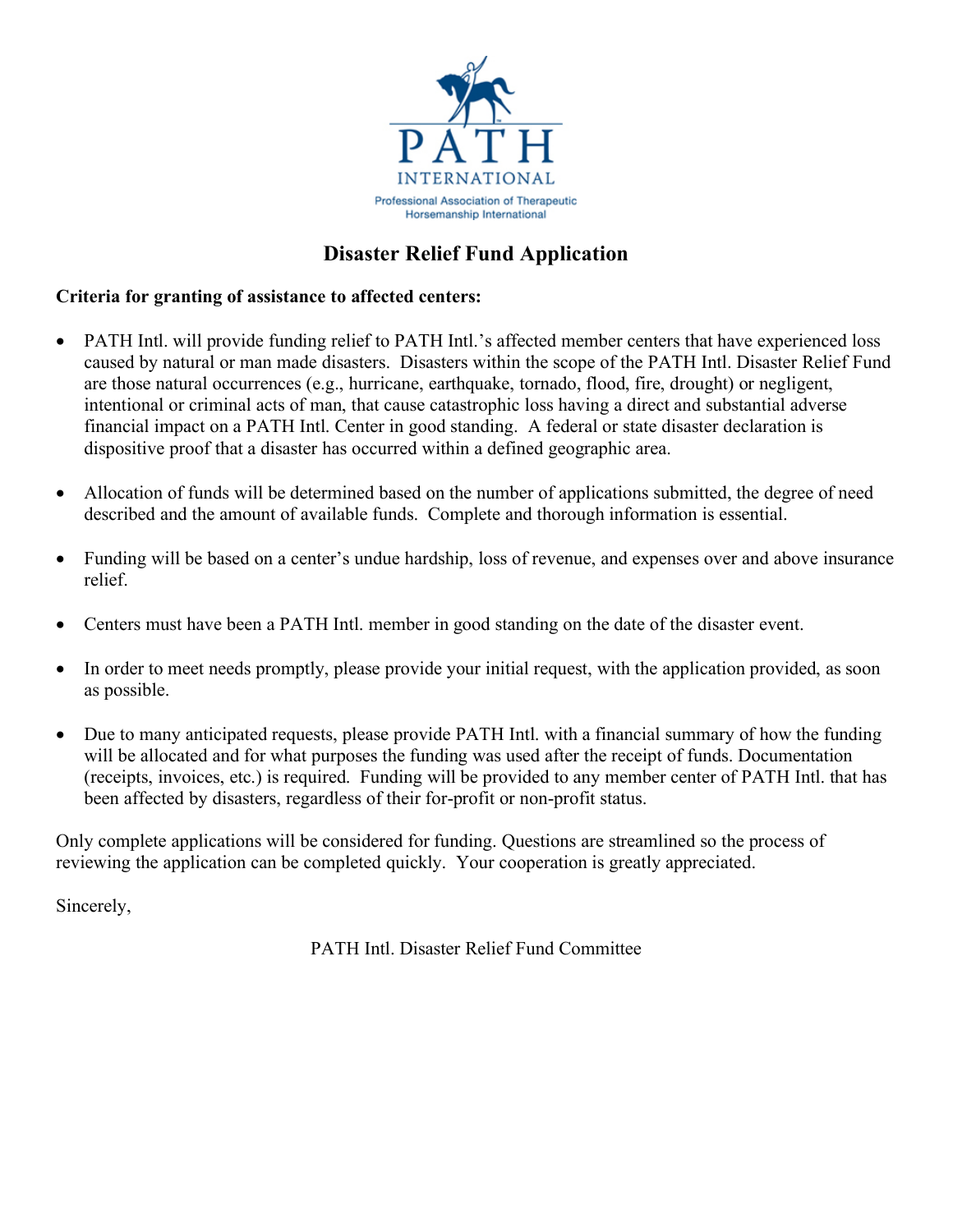PATH INTERNATIONAL

Professional Association of Therapeutic Horsemanship International

# Disaster Relief Fund Application

**Criteria for granting of assistance to affected centers:**

- PATH Intl. will provide funding relief to PATH Intl.'s affected member centers that have experienced loss caused by natural or man made disasters. Disasters within the scope of the PATH Intl. Disaster Relief Fund are those natural occurrences (e.g., hurricane, earthquake, tornado, flood, fire, drought) or negligent, intentional or criminal acts of man, that cause catastrophic loss having a direct and substantial adverse financial impact on a PATH Intl. Center in good standing. A federal or state disaster declaration is dispositive proof that a disaster has occurred within a defined geographic area.

- Allocation of funds will be determined based on the number of applications submitted, the degree of need described and the amount of available funds. Complete and thorough information is essential.

- Funding will be based on a center's undue hardship, loss of revenue, and expenses over and above insurance relief.

- Centers must have been a PATH Intl. member in good standing on the date of the disaster event.

- In order to meet needs promptly, please provide your initial request, with the application provided, as soon as possible.

- Due to many anticipated requests, please provide PATH Intl. with a financial summary of how the funding will be allocated and for what purposes the funding was used after the receipt of funds. Documentation (receipts, invoices, etc.) is required. Funding will be provided to any member center of PATH Intl. that has been affected by disasters, regardless of their for-profit or non-profit status.

Only complete applications will be considered for funding. Questions are streamlined so the process of reviewing the application can be completed quickly. Your cooperation is greatly appreciated.

Sincerely,

PATH Intl. Disaster Relief Fund Committee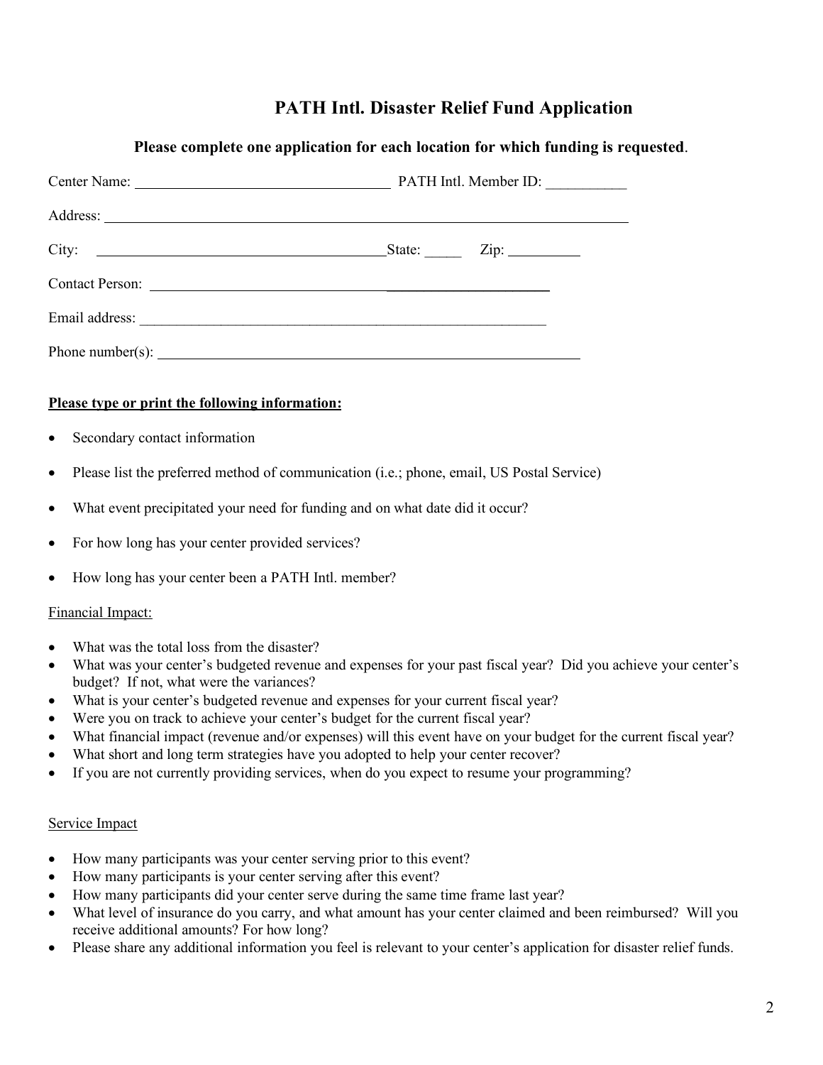# PATH Intl. Disaster Relief Fund Application

**Please complete one application for each location for which funding is requested**.

Center Name: ___________________________________ PATH Intl. Member ID: ___________

Address: ________________________________________________________________________

City: ________________________________________State: _____ Zip: __________

Contact Person: _______________________________________________________

Email address: ________________________________________________________

Phone number(s): ______________________________________________________

**<u>Please type or print the following information:</u>**

- Secondary contact information
- Please list the preferred method of communication (i.e.; phone, email, US Postal Service)
- What event precipitated your need for funding and on what date did it occur?
- For how long has your center provided services?
- How long has your center been a PATH Intl. member?

<u>Financial Impact:</u>

- What was the total loss from the disaster?
- What was your center's budgeted revenue and expenses for your past fiscal year? Did you achieve your center's budget? If not, what were the variances?
- What is your center's budgeted revenue and expenses for your current fiscal year?
- Were you on track to achieve your center's budget for the current fiscal year?
- What financial impact (revenue and/or expenses) will this event have on your budget for the current fiscal year?
- What short and long term strategies have you adopted to help your center recover?
- If you are not currently providing services, when do you expect to resume your programming?

<u>Service Impact</u>

- How many participants was your center serving prior to this event?
- How many participants is your center serving after this event?
- How many participants did your center serve during the same time frame last year?
- What level of insurance do you carry, and what amount has your center claimed and been reimbursed? Will you receive additional amounts? For how long?
- Please share any additional information you feel is relevant to your center's application for disaster relief funds.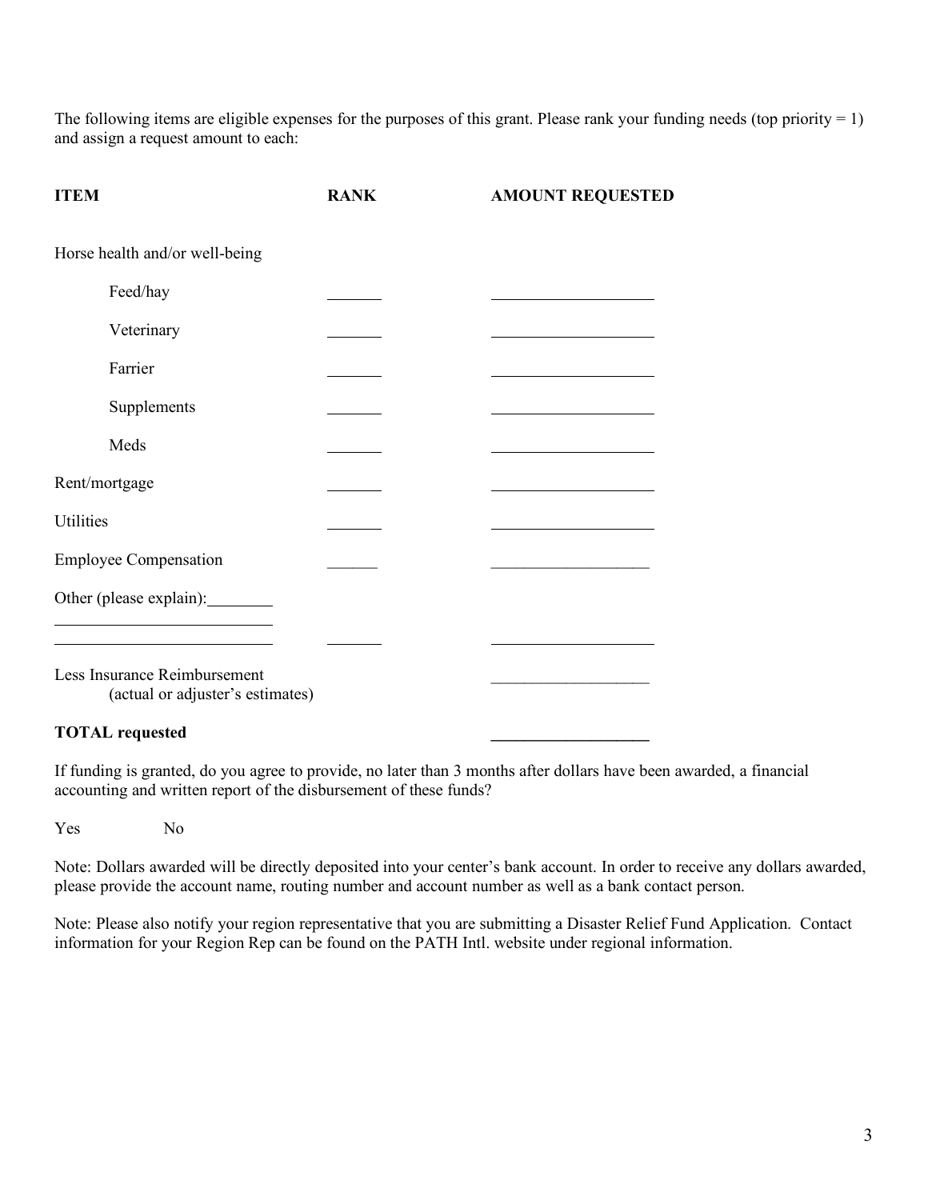The following items are eligible expenses for the purposes of this grant. Please rank your funding needs (top priority = 1) and assign a request amount to each:

| **ITEM** | **RANK** | **AMOUNT REQUESTED** |
| --- | --- | --- |
| Horse health and/or well-being | | |
| Feed/hay | _______ | ____________________ |
| Veterinary | _______ | ____________________ |
| Farrier | _______ | ____________________ |
| Supplements | _______ | ____________________ |
| Meds | _______ | ____________________ |
| Rent/mortgage | _______ | ____________________ |
| Utilities | _______ | ____________________ |
| Employee Compensation | ______ | ___________________ |
| Other (please explain):________ __________________________ __________________________ | _______ | ____________________ |
| Less Insurance Reimbursement (actual or adjuster's estimates) | | ___________________ |
| **TOTAL requested** | | ___________________ |

If funding is granted, do you agree to provide, no later than 3 months after dollars have been awarded, a financial accounting and written report of the disbursement of these funds?

Yes    No

Note: Dollars awarded will be directly deposited into your center's bank account. In order to receive any dollars awarded, please provide the account name, routing number and account number as well as a bank contact person.

Note: Please also notify your region representative that you are submitting a Disaster Relief Fund Application. Contact information for your Region Rep can be found on the PATH Intl. website under regional information.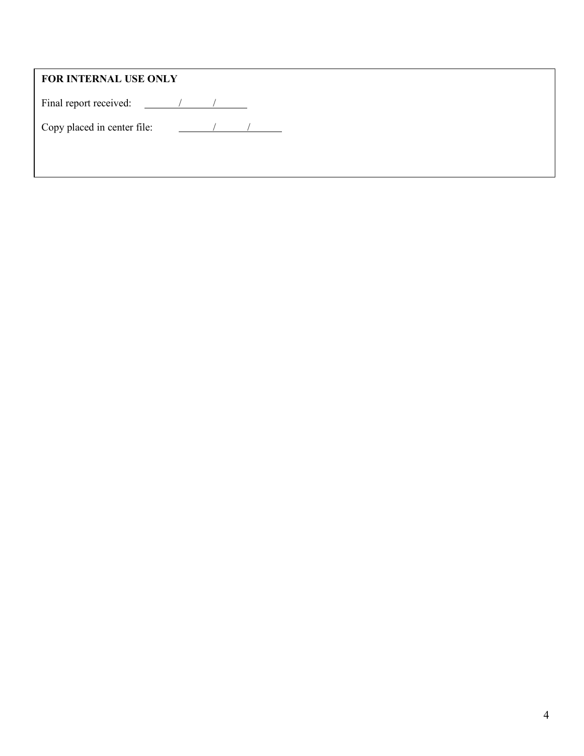**FOR INTERNAL USE ONLY**

Final report received: \_\_\_\_\_\_/\_\_\_\_\_\_/\_\_\_\_\_\_

Copy placed in center file: \_\_\_\_\_\_/\_\_\_\_\_\_/\_\_\_\_\_\_